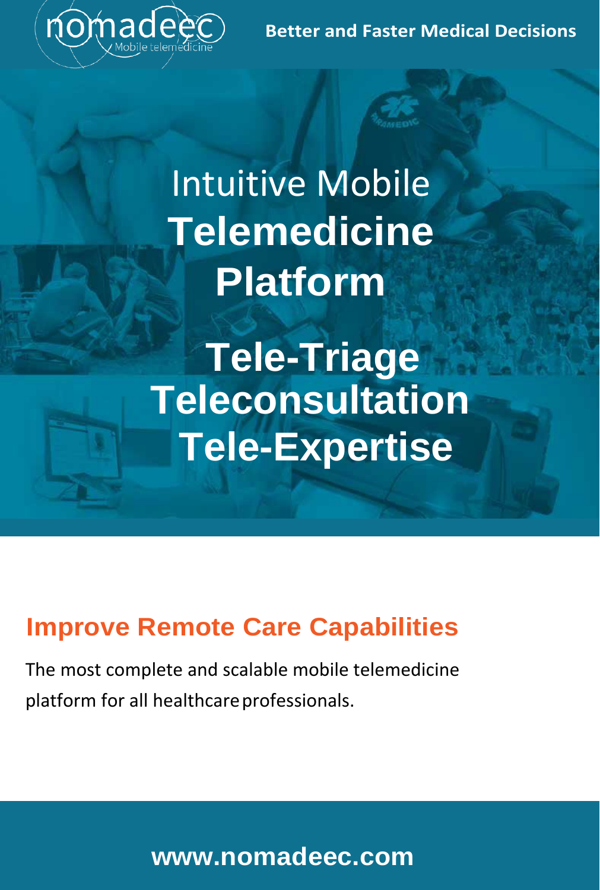nomadeec
Mobile telemedicine

**Better and Faster Medical Decisions**

# Intuitive Mobile **Telemedicine Platform**

# Tele-Triage
# Teleconsultation
# Tele-Expertise

## Improve Remote Care Capabilities

The most complete and scalable mobile telemedicine platform for all healthcare professionals.

**www.nomadeec.com**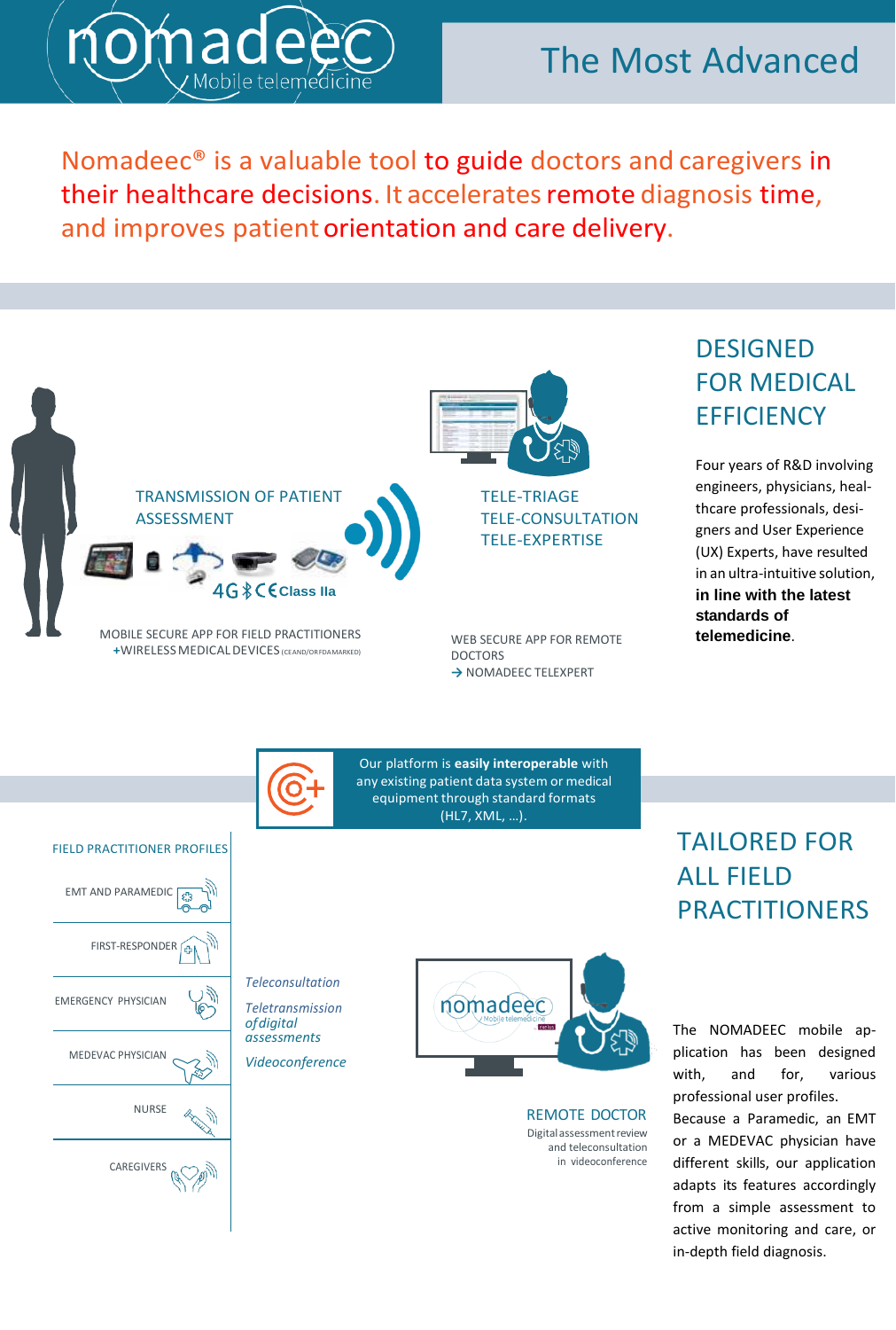# nomadeec Mobile telemedicine

## The Most Advanced

Nomadeec® is a valuable tool to guide doctors and caregivers in their healthcare decisions. It accelerates remote diagnosis time, and improves patient orientation and care delivery.

TRANSMISSION OF PATIENT ASSESSMENT

4G CE Class IIa

MOBILE SECURE APP FOR FIELD PRACTITIONERS
+WIRELESS MEDICAL DEVICES (CE AND/OR FDA MARKED)

TELE-TRIAGE
TELE-CONSULTATION
TELE-EXPERTISE

WEB SECURE APP FOR REMOTE DOCTORS
→ NOMADEEC TELEXPERT

## DESIGNED FOR MEDICAL EFFICIENCY

Four years of R&D involving engineers, physicians, healthcare professionals, designers and User Experience (UX) Experts, have resulted in an ultra-intuitive solution, **in line with the latest standards of telemedicine**.

Our platform is **easily interoperable** with any existing patient data system or medical equipment through standard formats (HL7, XML, ...).

FIELD PRACTITIONER PROFILES

- EMT AND PARAMEDIC
- FIRST-RESPONDER
- EMERGENCY PHYSICIAN
- MEDEVAC PHYSICIAN
- NURSE
- CAREGIVERS

*Teleconsultation*

*Teletransmission of digital assessments*

*Videoconference*

REMOTE DOCTOR
Digital assessment review and teleconsultation in videoconference

## TAILORED FOR ALL FIELD PRACTITIONERS

The NOMADEEC mobile application has been designed with, and for, various professional user profiles.
Because a Paramedic, an EMT or a MEDEVAC physician have different skills, our application adapts its features accordingly from a simple assessment to active monitoring and care, or in-depth field diagnosis.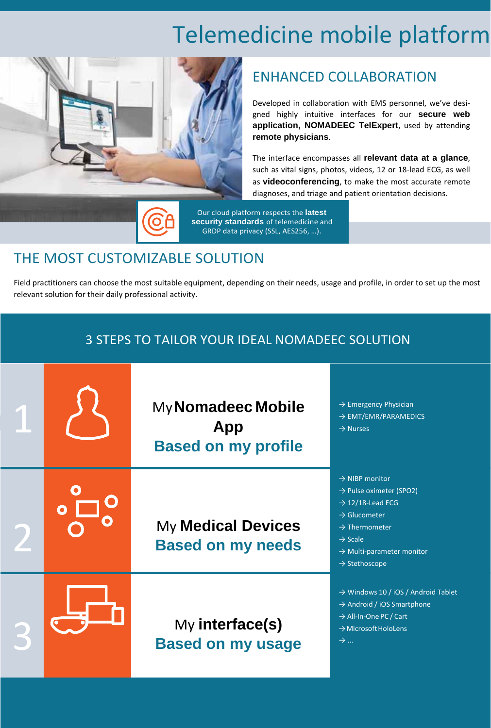# Telemedicine mobile platform

## ENHANCED COLLABORATION

Developed in collaboration with EMS personnel, we've designed highly intuitive interfaces for our **secure web application, NOMADEEC TelExpert**, used by attending **remote physicians**.

The interface encompasses all **relevant data at a glance**, such as vital signs, photos, videos, 12 or 18-lead ECG, as well as **videoconferencing**, to make the most accurate remote diagnoses, and triage and patient orientation decisions.

Our cloud platform respects the **latest security standards** of telemedicine and GRDP data privacy (SSL, AES256, …).

## THE MOST CUSTOMIZABLE SOLUTION

Field practitioners can choose the most suitable equipment, depending on their needs, usage and profile, in order to set up the most relevant solution for their daily professional activity.

### 3 STEPS TO TAILOR YOUR IDEAL NOMADEEC SOLUTION

**1** — My **Nomadeec Mobile App**
**Based on my profile**

- → Emergency Physician
- → EMT/EMR/PARAMEDICS
- → Nurses

**2** — My **Medical Devices**
**Based on my needs**

- → NIBP monitor
- → Pulse oximeter (SPO2)
- → 12/18-Lead ECG
- → Glucometer
- → Thermometer
- → Scale
- → Multi-parameter monitor
- → Stethoscope

**3** — My **interface(s)**
**Based on my usage**

- → Windows 10 / iOS / Android Tablet
- → Android / iOS Smartphone
- → All-In-One PC / Cart
- → Microsoft HoloLens
- → …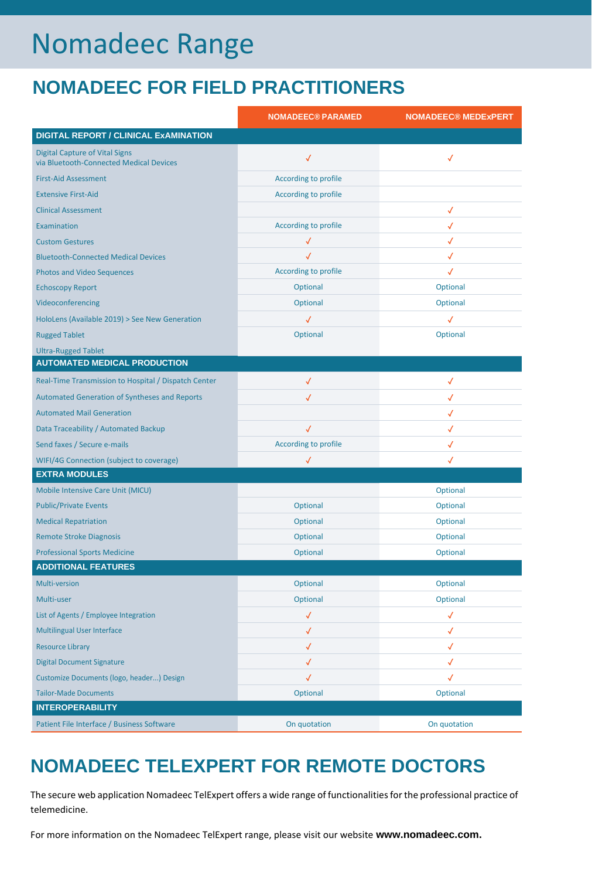# Nomadeec Range

## NOMADEEC FOR FIELD PRACTITIONERS

| | NOMADEEC® PARAMED | NOMADEEC® MEDExPERT |
|---|---|---|
| **DIGITAL REPORT / CLINICAL ExAMINATION** | | |
| Digital Capture of Vital Signs via Bluetooth-Connected Medical Devices | ✓ | ✓ |
| First-Aid Assessment | According to profile | |
| Extensive First-Aid | According to profile | |
| Clinical Assessment | | ✓ |
| Examination | According to profile | ✓ |
| Custom Gestures | ✓ | ✓ |
| Bluetooth-Connected Medical Devices | ✓ | ✓ |
| Photos and Video Sequences | According to profile | ✓ |
| Echoscopy Report | Optional | Optional |
| Videoconferencing | Optional | Optional |
| HoloLens (Available 2019) > See New Generation | ✓ | ✓ |
| Rugged Tablet | Optional | Optional |
| Ultra-Rugged Tablet | | |
| **AUTOMATED MEDICAL PRODUCTION** | | |
| Real-Time Transmission to Hospital / Dispatch Center | ✓ | ✓ |
| Automated Generation of Syntheses and Reports | ✓ | ✓ |
| Automated Mail Generation | | ✓ |
| Data Traceability / Automated Backup | ✓ | ✓ |
| Send faxes / Secure e-mails | According to profile | ✓ |
| WIFI/4G Connection (subject to coverage) | ✓ | ✓ |
| **EXTRA MODULES** | | |
| Mobile Intensive Care Unit (MICU) | | Optional |
| Public/Private Events | Optional | Optional |
| Medical Repatriation | Optional | Optional |
| Remote Stroke Diagnosis | Optional | Optional |
| Professional Sports Medicine | Optional | Optional |
| **ADDITIONAL FEATURES** | | |
| Multi-version | Optional | Optional |
| Multi-user | Optional | Optional |
| List of Agents / Employee Integration | ✓ | ✓ |
| Multilingual User Interface | ✓ | ✓ |
| Resource Library | ✓ | ✓ |
| Digital Document Signature | ✓ | ✓ |
| Customize Documents (logo, header...) Design | ✓ | ✓ |
| Tailor-Made Documents | Optional | Optional |
| **INTEROPERABILITY** | | |
| Patient File Interface / Business Software | On quotation | On quotation |

## NOMADEEC TELEXPERT FOR REMOTE DOCTORS

The secure web application Nomadeec TelExpert offers a wide range of functionalities for the professional practice of telemedicine.

For more information on the Nomadeec TelExpert range, please visit our website **www.nomadeec.com.**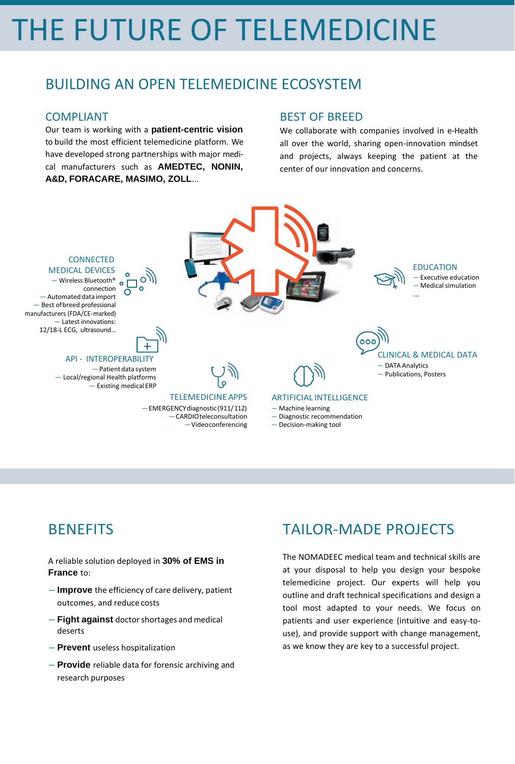# THE FUTURE OF TELEMEDICINE

## BUILDING AN OPEN TELEMEDICINE ECOSYSTEM

### COMPLIANT

Our team is working with a **patient-centric vision** to build the most efficient telemedicine platform. We have developed strong partnerships with major medical manufacturers such as **AMEDTEC, NONIN, A&D, FORACARE, MASIMO, ZOLL**...

### BEST OF BREED

We collaborate with companies involved in e-Health all over the world, sharing open-innovation mindset and projects, always keeping the patient at the center of our innovation and concerns.

#### CONNECTED MEDICAL DEVICES

- Wireless Bluetooth® connection
- Automated data import
- Best of breed professional manufacturers (FDA/CE-marked)
- Latest innovations: 12/18-L ECG, ultrasound...

#### EDUCATION

- Executive education
- Medical simulation

...

#### API - INTEROPERABILITY

- Patient data system
- Local/regional Health platforms
- Existing medical ERP

#### CLINICAL & MEDICAL DATA

- DATA Analytics
- Publications, Posters

#### TELEMEDICINE APPS

- EMERGENCY diagnostic (911/112)
- CARDIO teleconsultation
- Videoconferencing

#### ARTIFICIAL INTELLIGENCE

- Machine learning
- Diagnostic recommendation
- Decision-making tool

## BENEFITS

A reliable solution deployed in **30% of EMS in France** to:

- **Improve** the efficiency of care delivery, patient outcomes, and reduce costs
- **Fight against** doctor shortages and medical deserts
- **Prevent** useless hospitalization
- **Provide** reliable data for forensic archiving and research purposes

## TAILOR-MADE PROJECTS

The NOMADEEC medical team and technical skills are at your disposal to help you design your bespoke telemedicine project. Our experts will help you outline and draft technical specifications and design a tool most adapted to your needs. We focus on patients and user experience (intuitive and easy-to-use), and provide support with change management, as we know they are key to a successful project.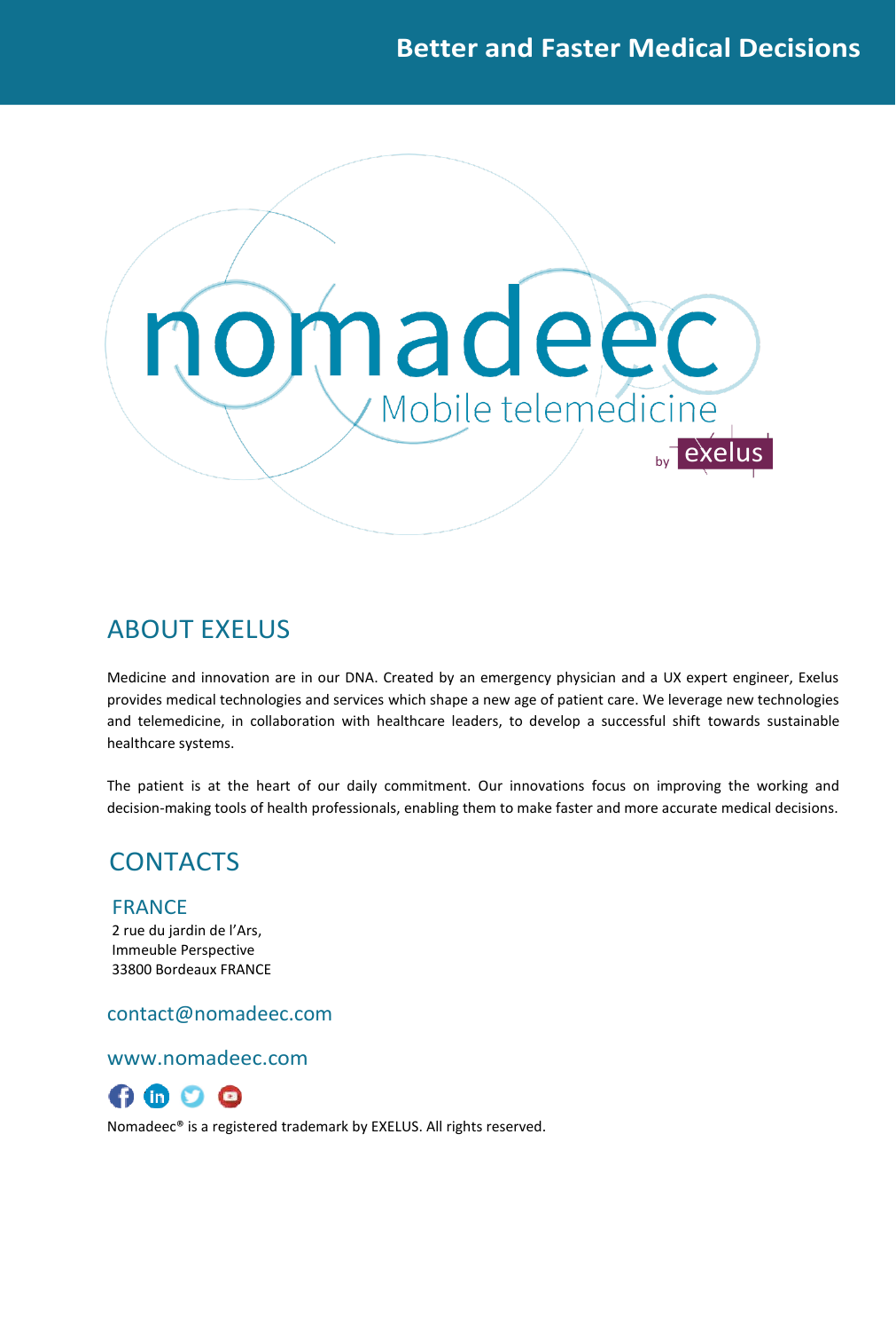Better and Faster Medical Decisions

nomadeec

Mobile telemedicine

by exelus

## ABOUT EXELUS

Medicine and innovation are in our DNA. Created by an emergency physician and a UX expert engineer, Exelus provides medical technologies and services which shape a new age of patient care. We leverage new technologies and telemedicine, in collaboration with healthcare leaders, to develop a successful shift towards sustainable healthcare systems.

The patient is at the heart of our daily commitment. Our innovations focus on improving the working and decision-making tools of health professionals, enabling them to make faster and more accurate medical decisions.

## CONTACTS

### FRANCE

2 rue du jardin de l'Ars,
Immeuble Perspective
33800 Bordeaux FRANCE

contact@nomadeec.com

www.nomadeec.com

Nomadeec® is a registered trademark by EXELUS. All rights reserved.